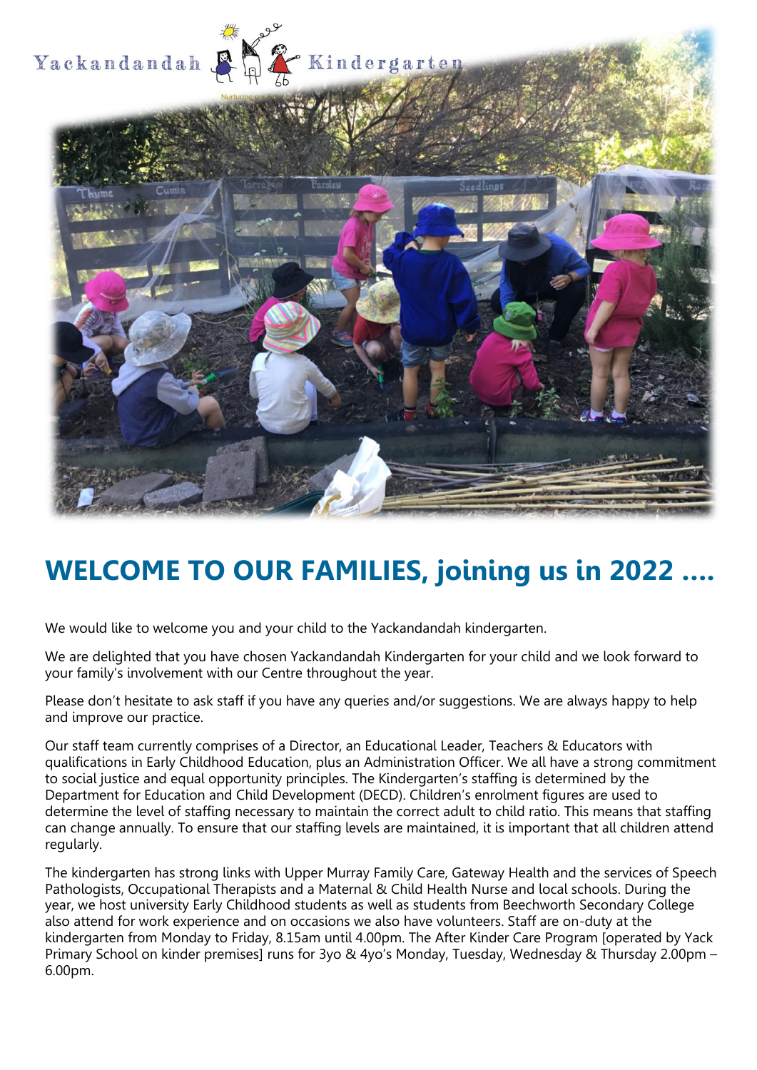# WELCOME TO OUR FAMILIES, joining us in 2022 ....

We would like to welcome you and your child to the Yackandandah kindergarten.

We are delighted that you have chosen Yackandandah Kindergarten for your child and we look forward to your family's involvement with our Centre throughout the year.

Please don't hesitate to ask staff if you have any queries and/or suggestions. We are always happy to help and improve our practice.

Our staff team currently comprises of a Director, an Educational Leader, Teachers & Educators with qualifications in Early Childhood Education, plus an Administration Officer. We all have a strong commitment to social justice and equal opportunity principles. The Kindergarten's staffing is determined by the Department for Education and Child Development (DECD). Children's enrolment figures are used to determine the level of staffing necessary to maintain the correct adult to child ratio. This means that staffing can change annually. To ensure that our staffing levels are maintained, it is important that all children attend regularly.

The kindergarten has strong links with Upper Murray Family Care, Gateway Health and the services of Speech Pathologists, Occupational Therapists and a Maternal & Child Health Nurse and local schools. During the year, we host university Early Childhood students as well as students from Beechworth Secondary College also attend for work experience and on occasions we also have volunteers. Staff are on-duty at the kindergarten from Monday to Friday, 8.15am until 4.00pm. The After Kinder Care Program [operated by Yack Primary School on kinder premises] runs for 3yo & 4yo's Monday, Tuesday, Wednesday & Thursday 2.00pm – 6.00pm.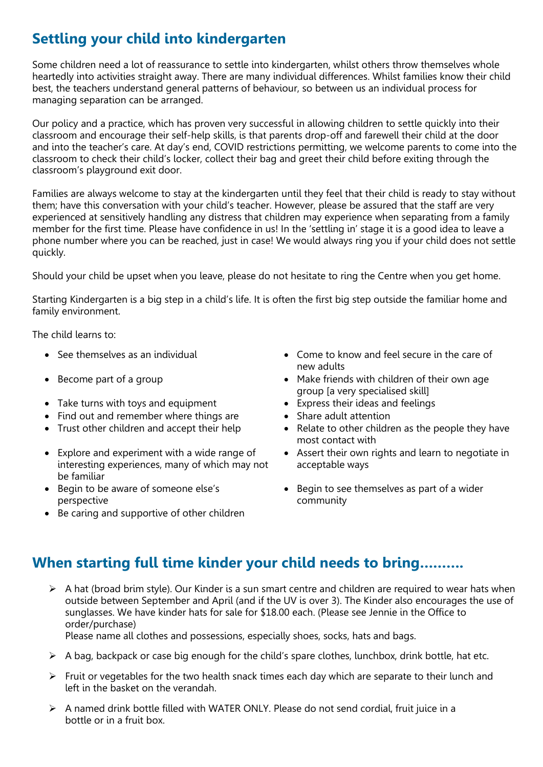## Settling your child into kindergarten

Some children need a lot of reassurance to settle into kindergarten, whilst others throw themselves whole heartedly into activities straight away. There are many individual differences. Whilst families know their child best, the teachers understand general patterns of behaviour, so between us an individual process for managing separation can be arranged.

Our policy and a practice, which has proven very successful in allowing children to settle quickly into their classroom and encourage their self-help skills, is that parents drop-off and farewell their child at the door and into the teacher's care. At day's end, COVID restrictions permitting, we welcome parents to come into the classroom to check their child's locker, collect their bag and greet their child before exiting through the classroom's playground exit door.

Families are always welcome to stay at the kindergarten until they feel that their child is ready to stay without them; have this conversation with your child's teacher. However, please be assured that the staff are very experienced at sensitively handling any distress that children may experience when separating from a family member for the first time. Please have confidence in us! In the 'settling in' stage it is a good idea to leave a phone number where you can be reached, just in case! We would always ring you if your child does not settle quickly.

Should your child be upset when you leave, please do not hesitate to ring the Centre when you get home.

Starting Kindergarten is a big step in a child's life. It is often the first big step outside the familiar home and family environment.

The child learns to:

- See themselves as an individual
- Become part of a group
- Take turns with toys and equipment
- Find out and remember where things are
- Trust other children and accept their help
- Explore and experiment with a wide range of interesting experiences, many of which may not be familiar
- Begin to be aware of someone else's perspective
- Be caring and supportive of other children
- Come to know and feel secure in the care of new adults
- Make friends with children of their own age group [a very specialised skill]
- Express their ideas and feelings
- Share adult attention
- Relate to other children as the people they have most contact with
- Assert their own rights and learn to negotiate in acceptable ways
- Begin to see themselves as part of a wider community

## When starting full time kinder your child needs to bring……….

- A hat (broad brim style). Our Kinder is a sun smart centre and children are required to wear hats when outside between September and April (and if the UV is over 3). The Kinder also encourages the use of sunglasses. We have kinder hats for sale for $18.00 each. (Please see Jennie in the Office to order/purchase)
  Please name all clothes and possessions, especially shoes, socks, hats and bags.
- A bag, backpack or case big enough for the child's spare clothes, lunchbox, drink bottle, hat etc.
- Fruit or vegetables for the two health snack times each day which are separate to their lunch and left in the basket on the verandah.
- A named drink bottle filled with WATER ONLY. Please do not send cordial, fruit juice in a bottle or in a fruit box.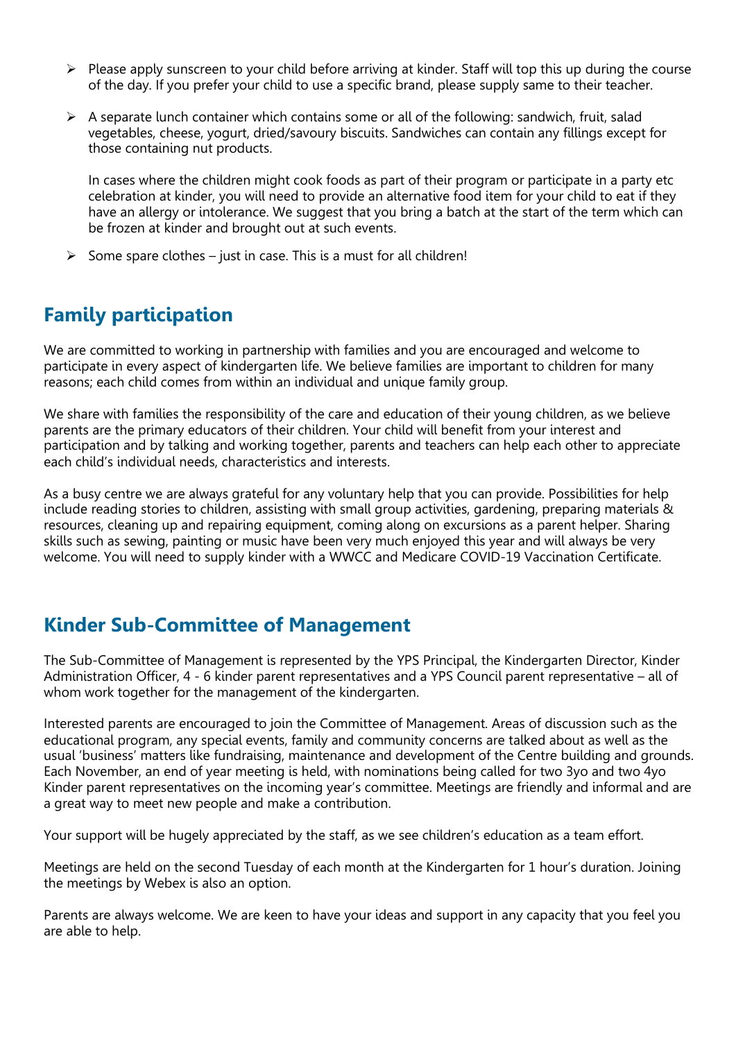- Please apply sunscreen to your child before arriving at kinder. Staff will top this up during the course of the day. If you prefer your child to use a specific brand, please supply same to their teacher.

- A separate lunch container which contains some or all of the following: sandwich, fruit, salad vegetables, cheese, yogurt, dried/savoury biscuits. Sandwiches can contain any fillings except for those containing nut products.

  In cases where the children might cook foods as part of their program or participate in a party etc celebration at kinder, you will need to provide an alternative food item for your child to eat if they have an allergy or intolerance. We suggest that you bring a batch at the start of the term which can be frozen at kinder and brought out at such events.

- Some spare clothes – just in case. This is a must for all children!

## Family participation

We are committed to working in partnership with families and you are encouraged and welcome to participate in every aspect of kindergarten life. We believe families are important to children for many reasons; each child comes from within an individual and unique family group.

We share with families the responsibility of the care and education of their young children, as we believe parents are the primary educators of their children. Your child will benefit from your interest and participation and by talking and working together, parents and teachers can help each other to appreciate each child's individual needs, characteristics and interests.

As a busy centre we are always grateful for any voluntary help that you can provide. Possibilities for help include reading stories to children, assisting with small group activities, gardening, preparing materials & resources, cleaning up and repairing equipment, coming along on excursions as a parent helper. Sharing skills such as sewing, painting or music have been very much enjoyed this year and will always be very welcome. You will need to supply kinder with a WWCC and Medicare COVID-19 Vaccination Certificate.

## Kinder Sub-Committee of Management

The Sub-Committee of Management is represented by the YPS Principal, the Kindergarten Director, Kinder Administration Officer, 4 - 6 kinder parent representatives and a YPS Council parent representative – all of whom work together for the management of the kindergarten.

Interested parents are encouraged to join the Committee of Management. Areas of discussion such as the educational program, any special events, family and community concerns are talked about as well as the usual 'business' matters like fundraising, maintenance and development of the Centre building and grounds. Each November, an end of year meeting is held, with nominations being called for two 3yo and two 4yo Kinder parent representatives on the incoming year's committee. Meetings are friendly and informal and are a great way to meet new people and make a contribution.

Your support will be hugely appreciated by the staff, as we see children's education as a team effort.

Meetings are held on the second Tuesday of each month at the Kindergarten for 1 hour's duration. Joining the meetings by Webex is also an option.

Parents are always welcome. We are keen to have your ideas and support in any capacity that you feel you are able to help.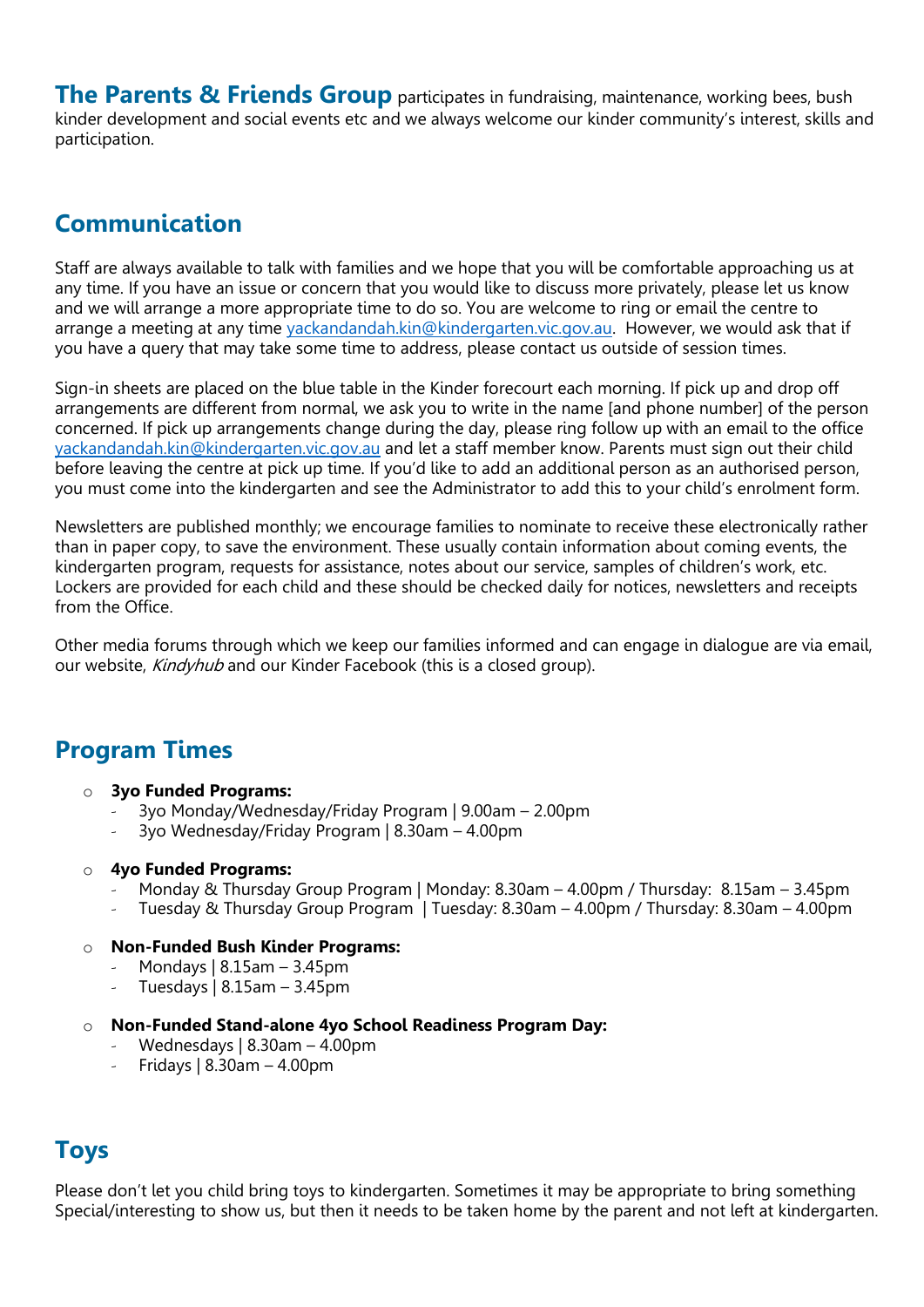**The Parents & Friends Group** participates in fundraising, maintenance, working bees, bush kinder development and social events etc and we always welcome our kinder community's interest, skills and participation.

## Communication

Staff are always available to talk with families and we hope that you will be comfortable approaching us at any time. If you have an issue or concern that you would like to discuss more privately, please let us know and we will arrange a more appropriate time to do so. You are welcome to ring or email the centre to arrange a meeting at any time yackandandah.kin@kindergarten.vic.gov.au. However, we would ask that if you have a query that may take some time to address, please contact us outside of session times.

Sign-in sheets are placed on the blue table in the Kinder forecourt each morning. If pick up and drop off arrangements are different from normal, we ask you to write in the name [and phone number] of the person concerned. If pick up arrangements change during the day, please ring follow up with an email to the office yackandandah.kin@kindergarten.vic.gov.au and let a staff member know. Parents must sign out their child before leaving the centre at pick up time. If you'd like to add an additional person as an authorised person, you must come into the kindergarten and see the Administrator to add this to your child's enrolment form.

Newsletters are published monthly; we encourage families to nominate to receive these electronically rather than in paper copy, to save the environment. These usually contain information about coming events, the kindergarten program, requests for assistance, notes about our service, samples of children's work, etc. Lockers are provided for each child and these should be checked daily for notices, newsletters and receipts from the Office.

Other media forums through which we keep our families informed and can engage in dialogue are via email, our website, *Kindyhub* and our Kinder Facebook (this is a closed group).

## Program Times

- **3yo Funded Programs:**
  - 3yo Monday/Wednesday/Friday Program | 9.00am – 2.00pm
  - 3yo Wednesday/Friday Program | 8.30am – 4.00pm

- **4yo Funded Programs:**
  - Monday & Thursday Group Program | Monday: 8.30am – 4.00pm / Thursday: 8.15am – 3.45pm
  - Tuesday & Thursday Group Program | Tuesday: 8.30am – 4.00pm / Thursday: 8.30am – 4.00pm

- **Non-Funded Bush Kinder Programs:**
  - Mondays | 8.15am – 3.45pm
  - Tuesdays | 8.15am – 3.45pm

- **Non-Funded Stand-alone 4yo School Readiness Program Day:**
  - Wednesdays | 8.30am – 4.00pm
  - Fridays | 8.30am – 4.00pm

## Toys

Please don't let you child bring toys to kindergarten. Sometimes it may be appropriate to bring something Special/interesting to show us, but then it needs to be taken home by the parent and not left at kindergarten.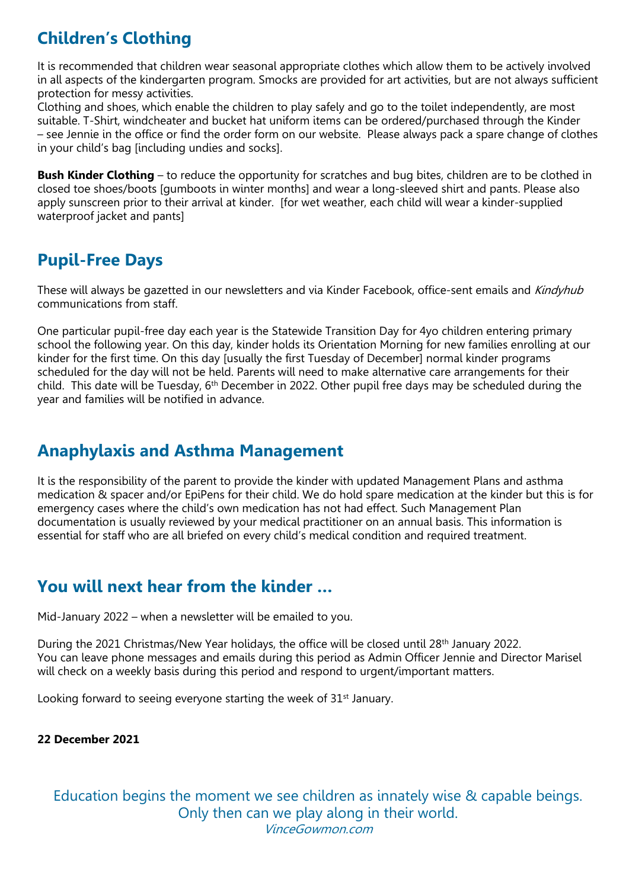## Children's Clothing

It is recommended that children wear seasonal appropriate clothes which allow them to be actively involved in all aspects of the kindergarten program. Smocks are provided for art activities, but are not always sufficient protection for messy activities.

Clothing and shoes, which enable the children to play safely and go to the toilet independently, are most suitable. T-Shirt, windcheater and bucket hat uniform items can be ordered/purchased through the Kinder – see Jennie in the office or find the order form on our website. Please always pack a spare change of clothes in your child's bag [including undies and socks].

**Bush Kinder Clothing** – to reduce the opportunity for scratches and bug bites, children are to be clothed in closed toe shoes/boots [gumboots in winter months] and wear a long-sleeved shirt and pants. Please also apply sunscreen prior to their arrival at kinder. [for wet weather, each child will wear a kinder-supplied waterproof jacket and pants]

## Pupil-Free Days

These will always be gazetted in our newsletters and via Kinder Facebook, office-sent emails and *Kindyhub* communications from staff.

One particular pupil-free day each year is the Statewide Transition Day for 4yo children entering primary school the following year. On this day, kinder holds its Orientation Morning for new families enrolling at our kinder for the first time. On this day [usually the first Tuesday of December] normal kinder programs scheduled for the day will not be held. Parents will need to make alternative care arrangements for their child. This date will be Tuesday, 6th December in 2022. Other pupil free days may be scheduled during the year and families will be notified in advance.

## Anaphylaxis and Asthma Management

It is the responsibility of the parent to provide the kinder with updated Management Plans and asthma medication & spacer and/or EpiPens for their child. We do hold spare medication at the kinder but this is for emergency cases where the child's own medication has not had effect. Such Management Plan documentation is usually reviewed by your medical practitioner on an annual basis. This information is essential for staff who are all briefed on every child's medical condition and required treatment.

## You will next hear from the kinder …

Mid-January 2022 – when a newsletter will be emailed to you.

During the 2021 Christmas/New Year holidays, the office will be closed until 28th January 2022.
You can leave phone messages and emails during this period as Admin Officer Jennie and Director Marisel will check on a weekly basis during this period and respond to urgent/important matters.

Looking forward to seeing everyone starting the week of 31st January.

**22 December 2021**

Education begins the moment we see children as innately wise & capable beings.
Only then can we play along in their world.
*VinceGowmon.com*